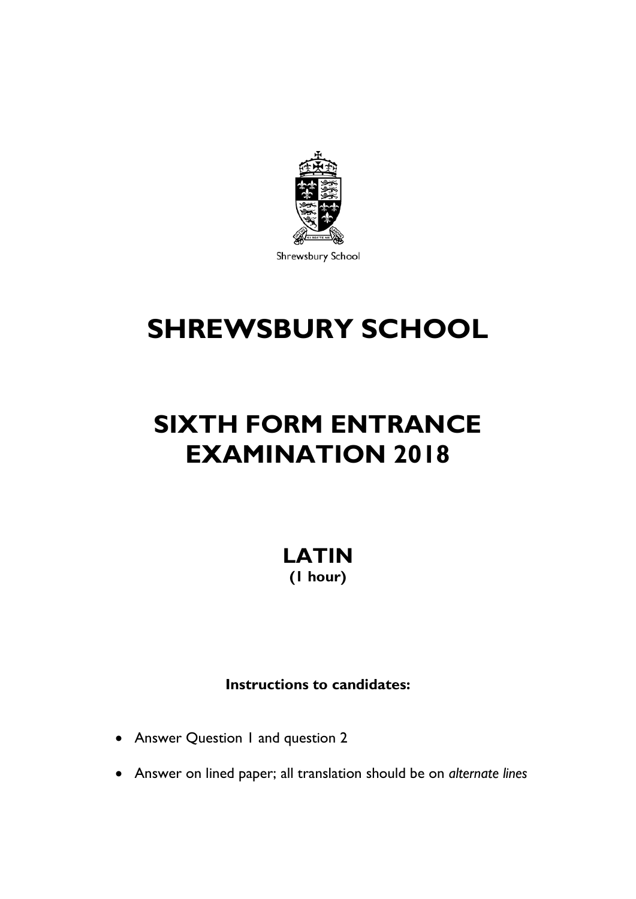Shrewsbury School

# SHREWSBURY SCHOOL

# SIXTH FORM ENTRANCE EXAMINATION 2018

## LATIN
**(1 hour)**

**Instructions to candidates:**

- Answer Question 1 and question 2
- Answer on lined paper; all translation should be on *alternate lines*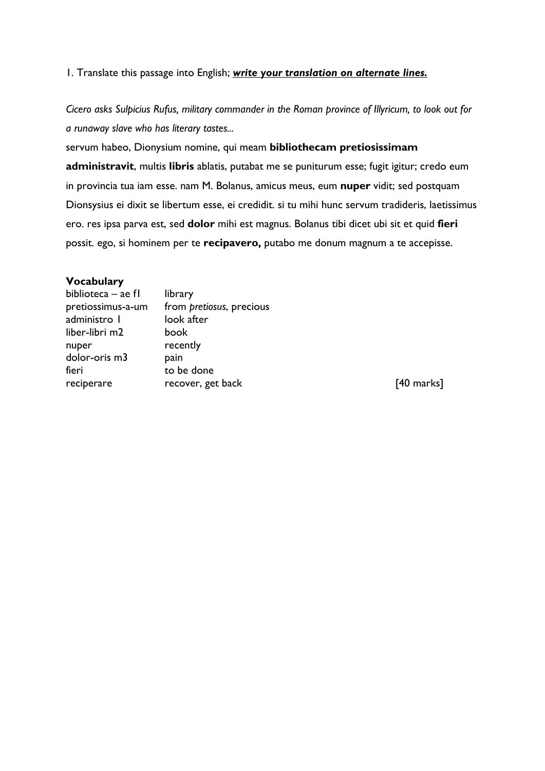1. Translate this passage into English; ***write your translation on alternate lines.***

*Cicero asks Sulpicius Rufus, military commander in the Roman province of Illyricum, to look out for a runaway slave who has literary tastes...*

servum habeo, Dionysium nomine, qui meam **bibliothecam pretiosissimam administravit**, multis **libris** ablatis, putabat me se puniturum esse; fugit igitur; credo eum in provincia tua iam esse. nam M. Bolanus, amicus meus, eum **nuper** vidit; sed postquam Dionsysius ei dixit se libertum esse, ei credidit. si tu mihi hunc servum tradideris, laetissimus ero. res ipsa parva est, sed **dolor** mihi est magnus. Bolanus tibi dicet ubi sit et quid **fieri** possit. ego, si hominem per te **recipavero,** putabo me donum magnum a te accepisse.

**Vocabulary**

| | |
|---|---|
| biblioteca – ae f1 | library |
| pretiossimus-a-um | from *pretiosus*, precious |
| administro 1 | look after |
| liber-libri m2 | book |
| nuper | recently |
| dolor-oris m3 | pain |
| fieri | to be done |
| reciperare | recover, get back |

[40 marks]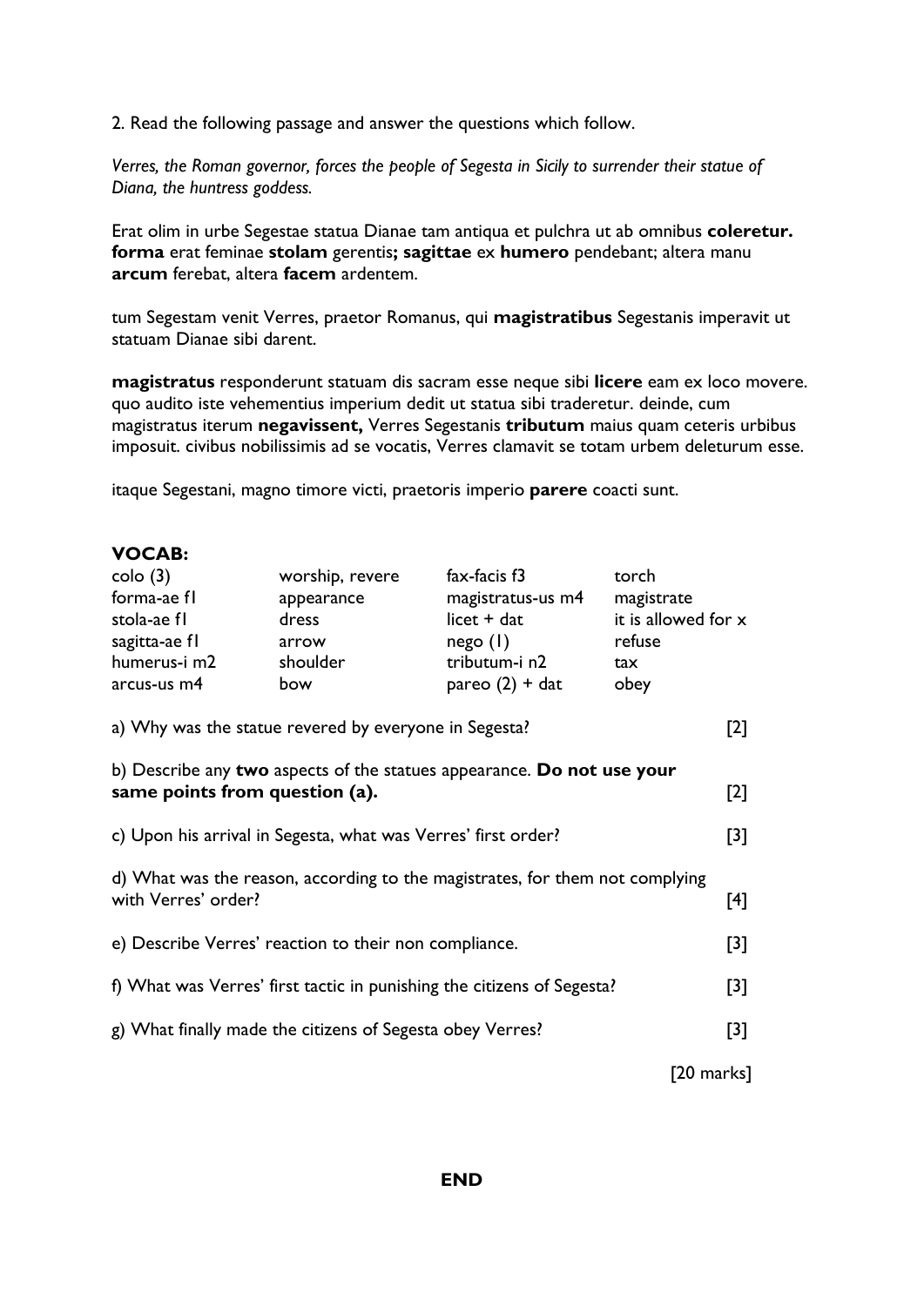2. Read the following passage and answer the questions which follow.

*Verres, the Roman governor, forces the people of Segesta in Sicily to surrender their statue of Diana, the huntress goddess.*

Erat olim in urbe Segestae statua Dianae tam antiqua et pulchra ut ab omnibus **coleretur.** **forma** erat feminae **stolam** gerentis**;** **sagittae** ex **humero** pendebant; altera manu **arcum** ferebat, altera **facem** ardentem.

tum Segestam venit Verres, praetor Romanus, qui **magistratibus** Segestanis imperavit ut statuam Dianae sibi darent.

**magistratus** responderunt statuam dis sacram esse neque sibi **licere** eam ex loco movere. quo audito iste vehementius imperium dedit ut statua sibi traderetur. deinde, cum magistratus iterum **negavissent,** Verres Segestanis **tributum** maius quam ceteris urbibus imposuit. civibus nobilissimis ad se vocatis, Verres clamavit se totam urbem deleturum esse.

itaque Segestani, magno timore victi, praetoris imperio **parere** coacti sunt.

**VOCAB:**

| | | | |
|---|---|---|---|
| colo (3) | worship, revere | fax-facis f3 | torch |
| forma-ae f1 | appearance | magistratus-us m4 | magistrate |
| stola-ae f1 | dress | licet + dat | it is allowed for x |
| sagitta-ae f1 | arrow | nego (1) | refuse |
| humerus-i m2 | shoulder | tributum-i n2 | tax |
| arcus-us m4 | bow | pareo (2) + dat | obey |

a) Why was the statue revered by everyone in Segesta? [2]

b) Describe any **two** aspects of the statues appearance. **Do not use your same points from question (a).** [2]

c) Upon his arrival in Segesta, what was Verres' first order? [3]

d) What was the reason, according to the magistrates, for them not complying with Verres' order? [4]

e) Describe Verres' reaction to their non compliance. [3]

f) What was Verres' first tactic in punishing the citizens of Segesta? [3]

g) What finally made the citizens of Segesta obey Verres? [3]

[20 marks]

**END**